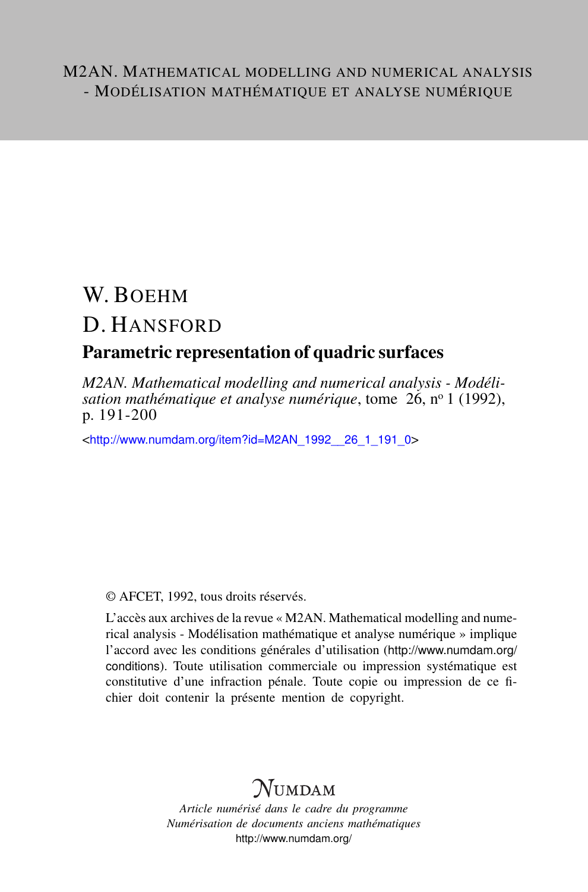M2AN. MATHEMATICAL MODELLING AND NUMERICAL ANALYSIS - MODÉLISATION MATHÉMATIQUE ET ANALYSE NUMÉRIQUE

# W. BOEHM
# D. HANSFORD

## Parametric representation of quadric surfaces

*M2AN. Mathematical modelling and numerical analysis - Modélisation mathématique et analyse numérique*, tome 26, nº 1 (1992), p. 191-200

<http://www.numdam.org/item?id=M2AN_1992__26_1_191_0>

© AFCET, 1992, tous droits réservés.

L'accès aux archives de la revue « M2AN. Mathematical modelling and numerical analysis - Modélisation mathématique et analyse numérique » implique l'accord avec les conditions générales d'utilisation (http://www.numdam.org/conditions). Toute utilisation commerciale ou impression systématique est constitutive d'une infraction pénale. Toute copie ou impression de ce fichier doit contenir la présente mention de copyright.

NUMDAM

*Article numérisé dans le cadre du programme*
*Numérisation de documents anciens mathématiques*
http://www.numdam.org/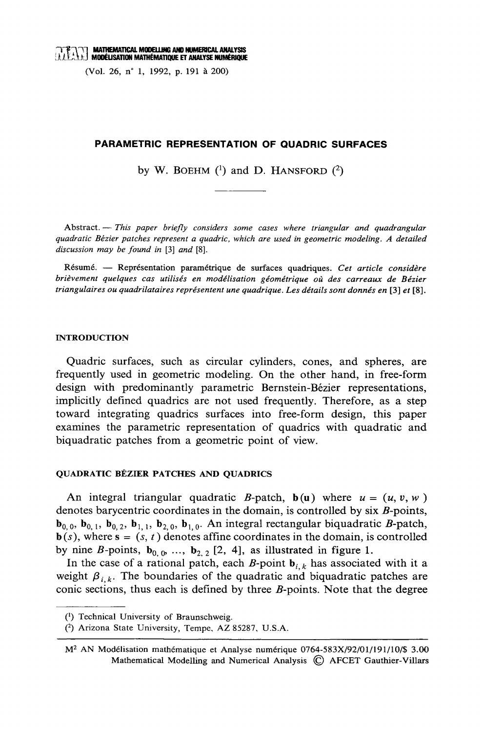# PARAMETRIC REPRESENTATION OF QUADRIC SURFACES

by W. BOEHM [1] and D. HANSFORD [2]

Abstract. — *This paper briefly considers some cases where triangular and quadrangular quadratic Bézier patches represent a quadric, which are used in geometric modeling. A detailed discussion may be found in* [3] *and* [8].

Résumé. — Représentation paramétrique de surfaces quadriques. *Cet article considère brièvement quelques cas utilisés en modélisation géométrique où des carreaux de Bézier triangulaires ou quadrilataires représentent une quadrique. Les détails sont donnés en* [3] *et* [8].

## INTRODUCTION

Quadric surfaces, such as circular cylinders, cones, and spheres, are frequently used in geometric modeling. On the other hand, in free-form design with predominantly parametric Bernstein-Bézier representations, implicitly defined quadrics are not used frequently. Therefore, as a step toward integrating quadrics surfaces into free-form design, this paper examines the parametric representation of quadrics with quadratic and biquadratic patches from a geometric point of view.

## QUADRATIC BÉZIER PATCHES AND QUADRICS

An integral triangular quadratic $B$-patch, $\mathbf{b}(\mathbf{u})$ where $u = (u, v, w)$ denotes barycentric coordinates in the domain, is controlled by six $B$-points, $\mathbf{b}_{0,0}$, $\mathbf{b}_{0,1}$, $\mathbf{b}_{0,2}$, $\mathbf{b}_{1,1}$, $\mathbf{b}_{2,0}$, $\mathbf{b}_{1,0}$. An integral rectangular biquadratic $B$-patch, $\mathbf{b}(s)$, where $\mathbf{s} = (s, t)$ denotes affine coordinates in the domain, is controlled by nine $B$-points, $\mathbf{b}_{0,0}, \ldots, \mathbf{b}_{2,2}$ [2, 4], as illustrated in figure 1.

In the case of a rational patch, each $B$-point $\mathbf{b}_{i,k}$ has associated with it a weight $\beta_{i,k}$. The boundaries of the quadratic and biquadratic patches are conic sections, thus each is defined by three $B$-points. Note that the degree

---

[1] Technical University of Braunschweig.

[2] Arizona State University, Tempe, AZ 85287, U.S.A.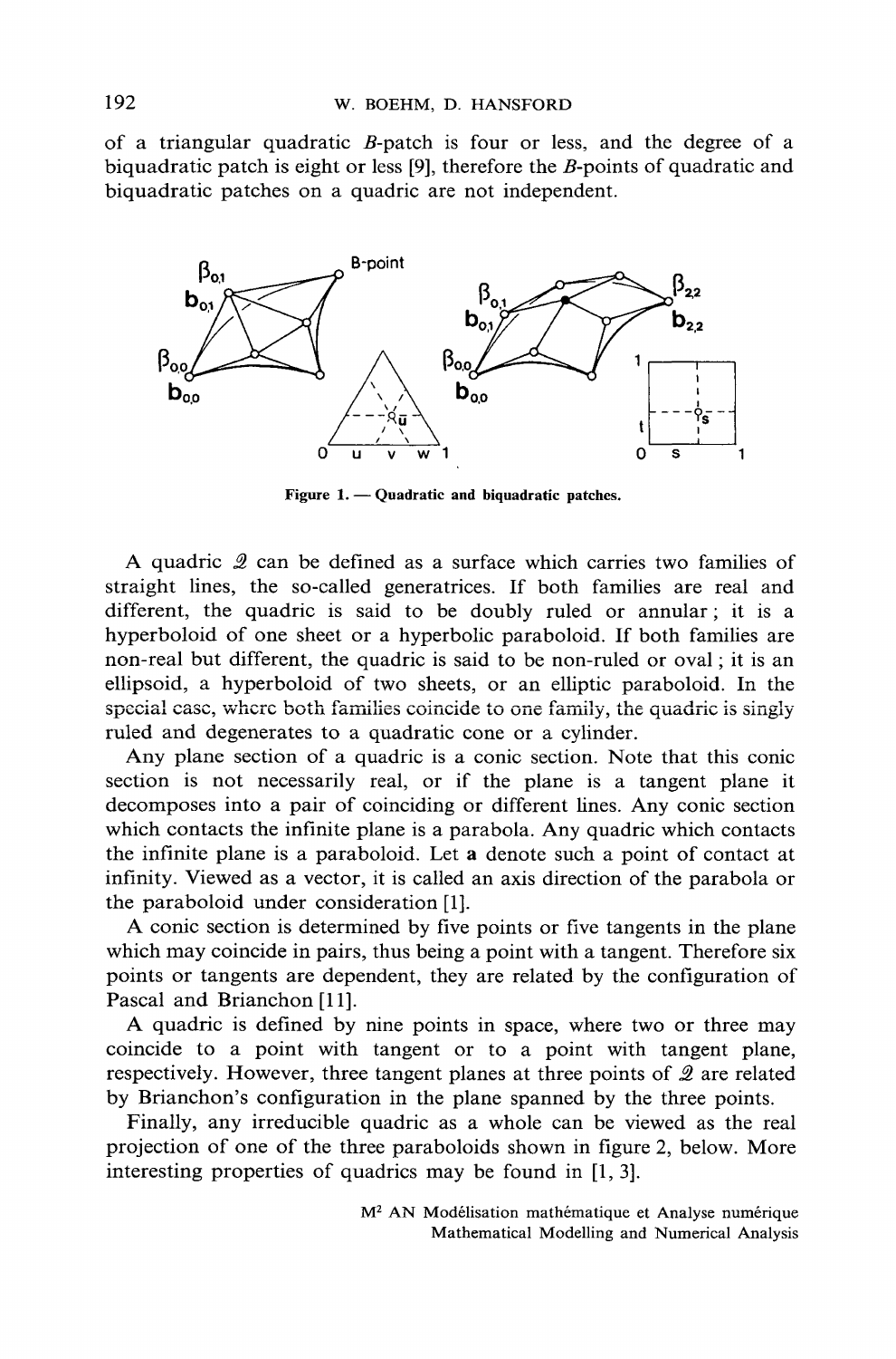of a triangular quadratic $B$-patch is four or less, and the degree of a biquadratic patch is eight or less [9], therefore the $B$-points of quadratic and biquadratic patches on a quadric are not independent.

Figure 1. — Quadratic and biquadratic patches.

A quadric $\mathcal{Q}$ can be defined as a surface which carries two families of straight lines, the so-called generatrices. If both families are real and different, the quadric is said to be doubly ruled or annular ; it is a hyperboloid of one sheet or a hyperbolic paraboloid. If both families are non-real but different, the quadric is said to be non-ruled or oval ; it is an ellipsoid, a hyperboloid of two sheets, or an elliptic paraboloid. In the special case, where both families coincide to one family, the quadric is singly ruled and degenerates to a quadratic cone or a cylinder.

Any plane section of a quadric is a conic section. Note that this conic section is not necessarily real, or if the plane is a tangent plane it decomposes into a pair of coinciding or different lines. Any conic section which contacts the infinite plane is a parabola. Any quadric which contacts the infinite plane is a paraboloid. Let $\mathbf{a}$ denote such a point of contact at infinity. Viewed as a vector, it is called an axis direction of the parabola or the paraboloid under consideration [1].

A conic section is determined by five points or five tangents in the plane which may coincide in pairs, thus being a point with a tangent. Therefore six points or tangents are dependent, they are related by the configuration of Pascal and Brianchon [11].

A quadric is defined by nine points in space, where two or three may coincide to a point with tangent or to a point with tangent plane, respectively. However, three tangent planes at three points of $\mathcal{Q}$ are related by Brianchon's configuration in the plane spanned by the three points.

Finally, any irreducible quadric as a whole can be viewed as the real projection of one of the three paraboloids shown in figure 2, below. More interesting properties of quadrics may be found in [1, 3].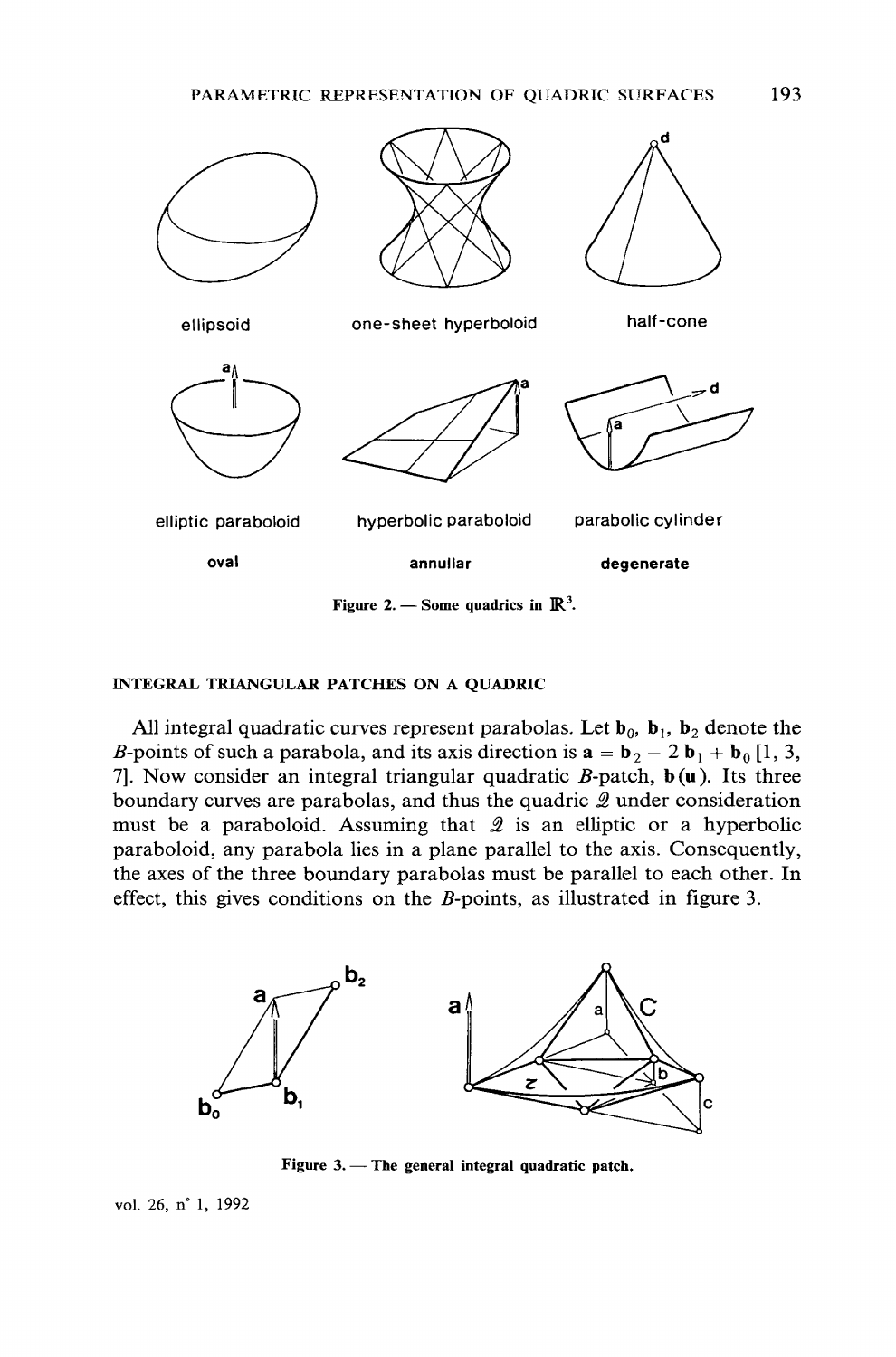ellipsoid one-sheet hyperboloid half-cone

elliptic paraboloid hyperbolic paraboloid parabolic cylinder

**oval** **annullar** **degenerate**

Figure 2. — Some quadrics in $\mathbb{R}^3$.

## INTEGRAL TRIANGULAR PATCHES ON A QUADRIC

All integral quadratic curves represent parabolas. Let $\mathbf{b}_0$, $\mathbf{b}_1$, $\mathbf{b}_2$ denote the $B$-points of such a parabola, and its axis direction is $\mathbf{a} = \mathbf{b}_2 - 2\,\mathbf{b}_1 + \mathbf{b}_0$ [1, 3, 7]. Now consider an integral triangular quadratic $B$-patch, $\mathbf{b}(\mathbf{u})$. Its three boundary curves are parabolas, and thus the quadric $\mathcal{Q}$ under consideration must be a paraboloid. Assuming that $\mathcal{Q}$ is an elliptic or a hyperbolic paraboloid, any parabola lies in a plane parallel to the axis. Consequently, the axes of the three boundary parabolas must be parallel to each other. In effect, this gives conditions on the $B$-points, as illustrated in figure 3.

Figure 3. — The general integral quadratic patch.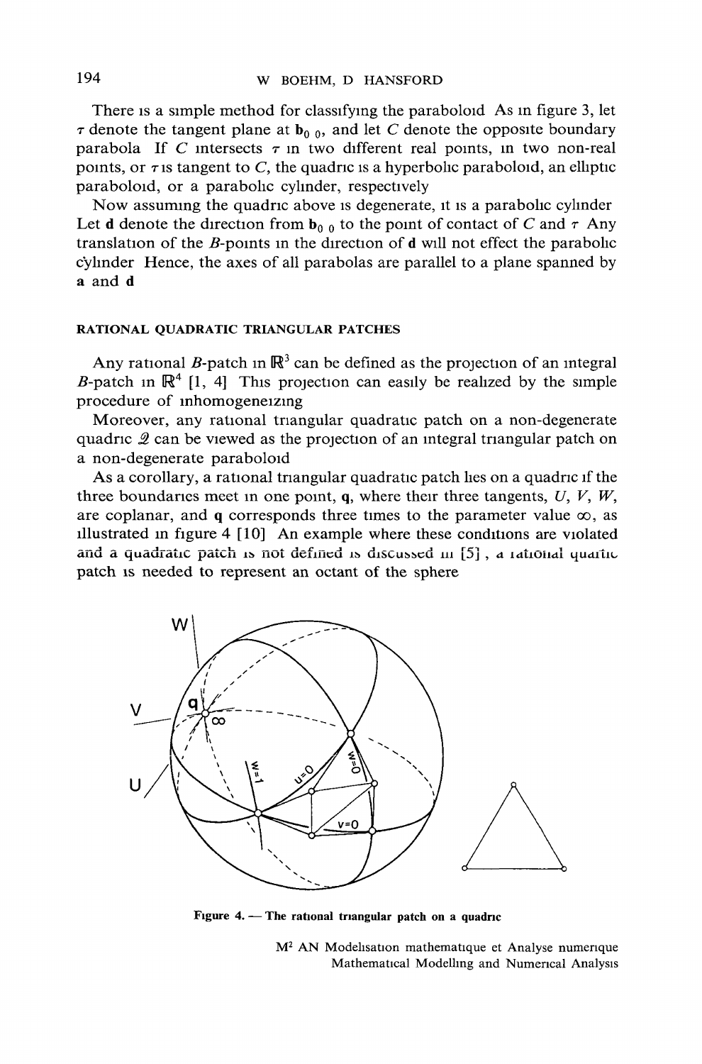There is a simple method for classifying the paraboloid As in figure 3, let $\tau$ denote the tangent plane at $\mathbf{b}_{0\,0}$, and let $C$ denote the opposite boundary parabola If $C$ intersects $\tau$ in two different real points, in two non-real points, or $\tau$ is tangent to $C$, the quadric is a hyperbolic paraboloid, an elliptic paraboloid, or a parabolic cylinder, respectively

Now assuming the quadric above is degenerate, it is a parabolic cylinder Let $\mathbf{d}$ denote the direction from $\mathbf{b}_{0\,0}$ to the point of contact of $C$ and $\tau$ Any translation of the $B$-points in the direction of $\mathbf{d}$ will not effect the parabolic cylinder Hence, the axes of all parabolas are parallel to a plane spanned by $\mathbf{a}$ and $\mathbf{d}$

## RATIONAL QUADRATIC TRIANGULAR PATCHES

Any rational $B$-patch in $\mathbb{R}^3$ can be defined as the projection of an integral $B$-patch in $\mathbb{R}^4$ [1, 4] This projection can easily be realized by the simple procedure of inhomogeneizing

Moreover, any rational triangular quadratic patch on a non-degenerate quadric $\mathcal{Q}$ can be viewed as the projection of an integral triangular patch on a non-degenerate paraboloid

As a corollary, a rational triangular quadratic patch lies on a quadric if the three boundaries meet in one point, $\mathbf{q}$, where their three tangents, $U$, $V$, $W$, are coplanar, and $\mathbf{q}$ corresponds three times to the parameter value $\infty$, as illustrated in figure 4 [10] An example where these conditions are violated and a quadratic patch is not defined is discussed in [5], a rational quartic patch is needed to represent an octant of the sphere

Figure 4. — The rational triangular patch on a quadric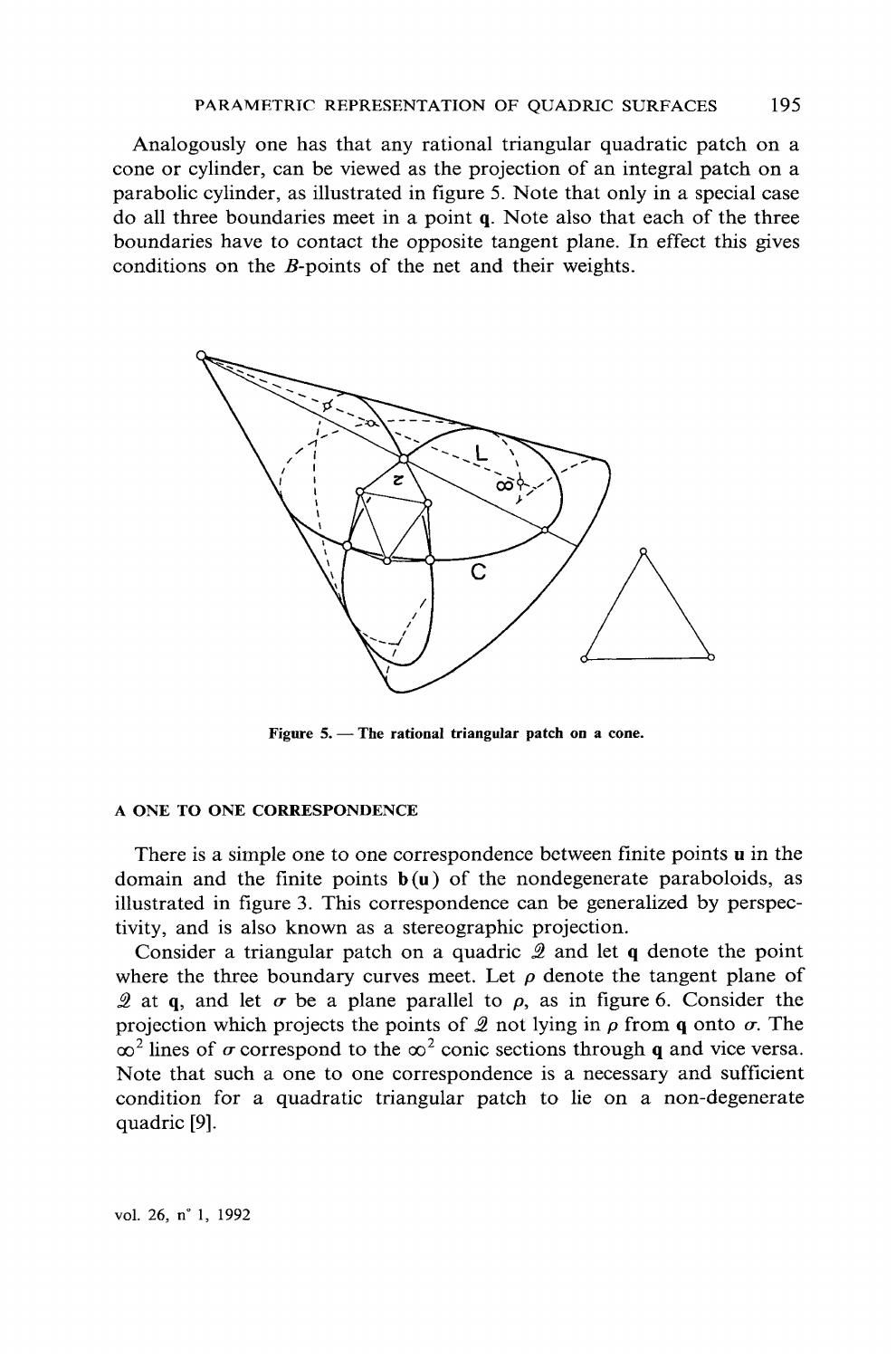Analogously one has that any rational triangular quadratic patch on a cone or cylinder, can be viewed as the projection of an integral patch on a parabolic cylinder, as illustrated in figure 5. Note that only in a special case do all three boundaries meet in a point $\mathbf{q}$. Note also that each of the three boundaries have to contact the opposite tangent plane. In effect this gives conditions on the $B$-points of the net and their weights.

Figure 5. — The rational triangular patch on a cone.

### A ONE TO ONE CORRESPONDENCE

There is a simple one to one correspondence between finite points $\mathbf{u}$ in the domain and the finite points $\mathbf{b}(\mathbf{u})$ of the nondegenerate paraboloids, as illustrated in figure 3. This correspondence can be generalized by perspectivity, and is also known as a stereographic projection.

Consider a triangular patch on a quadric $\mathcal{Q}$ and let $\mathbf{q}$ denote the point where the three boundary curves meet. Let $\rho$ denote the tangent plane of $\mathcal{Q}$ at $\mathbf{q}$, and let $\sigma$ be a plane parallel to $\rho$, as in figure 6. Consider the projection which projects the points of $\mathcal{Q}$ not lying in $\rho$ from $\mathbf{q}$ onto $\sigma$. The $\infty^2$ lines of $\sigma$ correspond to the $\infty^2$ conic sections through $\mathbf{q}$ and vice versa. Note that such a one to one correspondence is a necessary and sufficient condition for a quadratic triangular patch to lie on a non-degenerate quadric [9].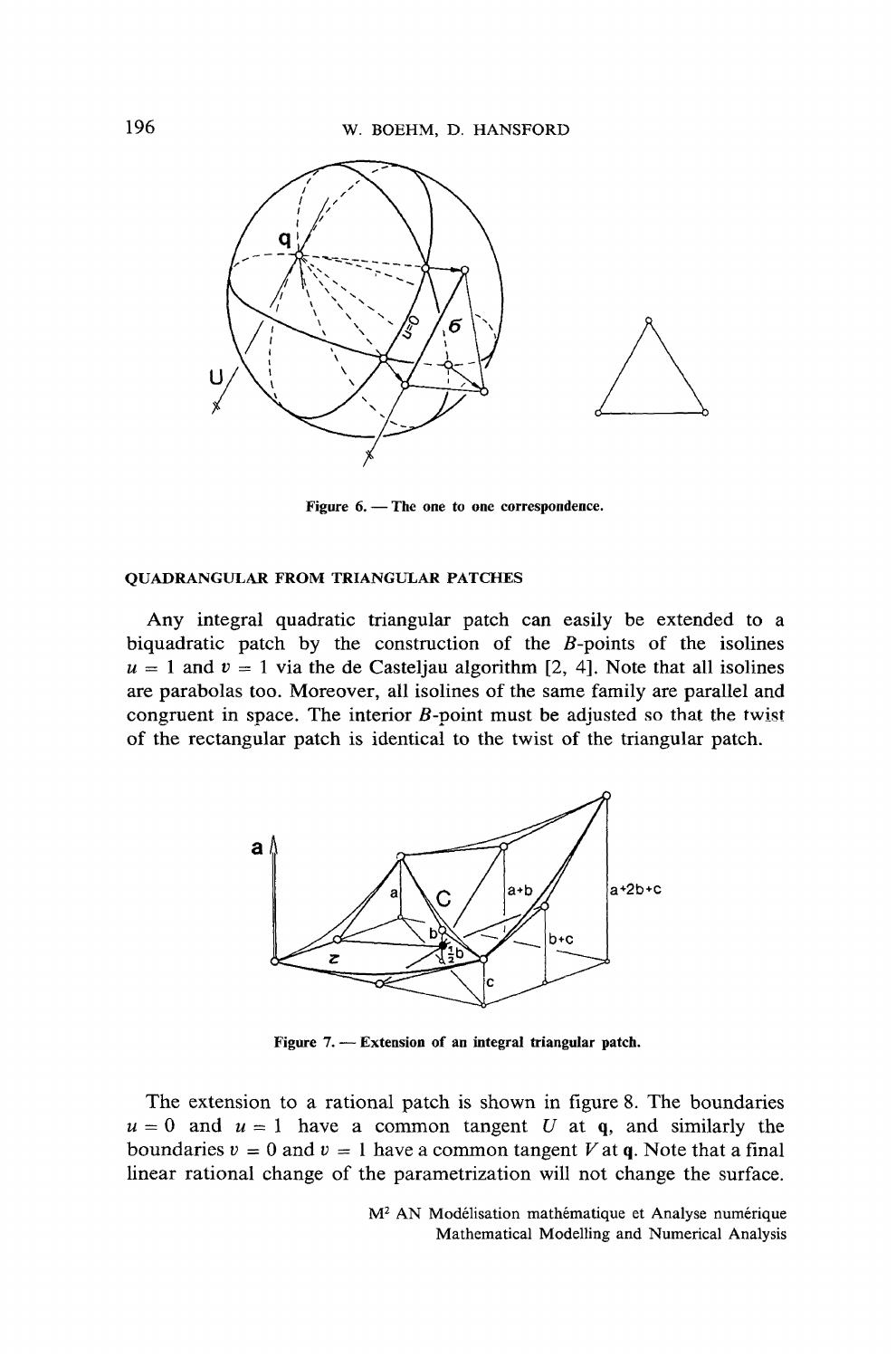Figure 6. — The one to one correspondence.

## QUADRANGULAR FROM TRIANGULAR PATCHES

Any integral quadratic triangular patch can easily be extended to a biquadratic patch by the construction of the $B$-points of the isolines $u = 1$ and $v = 1$ via the de Casteljau algorithm [2, 4]. Note that all isolines are parabolas too. Moreover, all isolines of the same family are parallel and congruent in space. The interior $B$-point must be adjusted so that the twist of the rectangular patch is identical to the twist of the triangular patch.

Figure 7. — Extension of an integral triangular patch.

The extension to a rational patch is shown in figure 8. The boundaries $u = 0$ and $u = 1$ have a common tangent $U$ at $\mathbf{q}$, and similarly the boundaries $v = 0$ and $v = 1$ have a common tangent $V$ at $\mathbf{q}$. Note that a final linear rational change of the parametrization will not change the surface.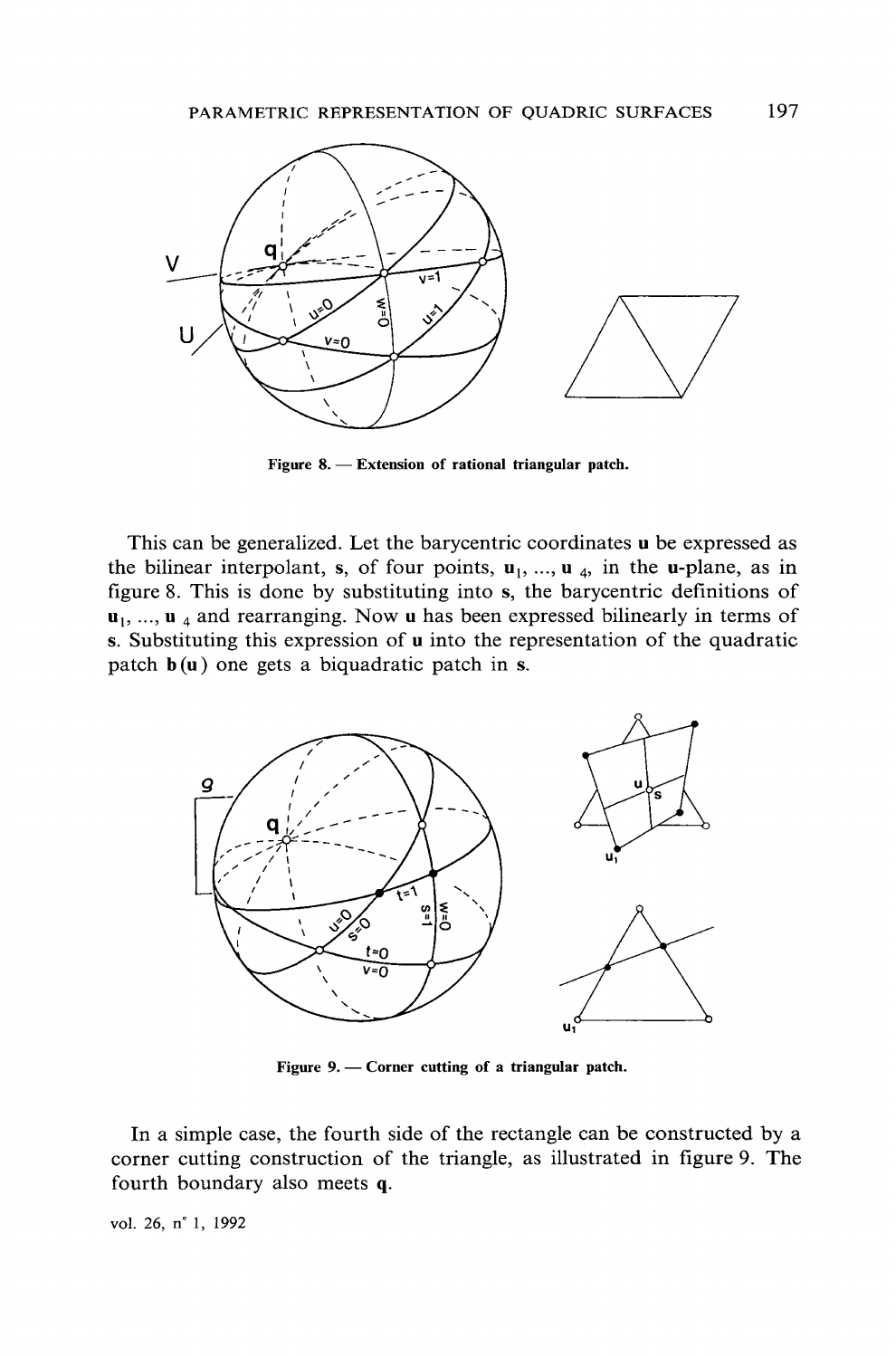Figure 8. — Extension of rational triangular patch.

This can be generalized. Let the barycentric coordinates **u** be expressed as the bilinear interpolant, **s**, of four points, $\mathbf{u}_1, \ldots, \mathbf{u}_4$, in the **u**-plane, as in figure 8. This is done by substituting into **s**, the barycentric definitions of $\mathbf{u}_1, \ldots, \mathbf{u}_4$ and rearranging. Now **u** has been expressed bilinearly in terms of **s**. Substituting this expression of **u** into the representation of the quadratic patch $\mathbf{b}(\mathbf{u})$ one gets a biquadratic patch in **s**.

Figure 9. — Corner cutting of a triangular patch.

In a simple case, the fourth side of the rectangle can be constructed by a corner cutting construction of the triangle, as illustrated in figure 9. The fourth boundary also meets **q**.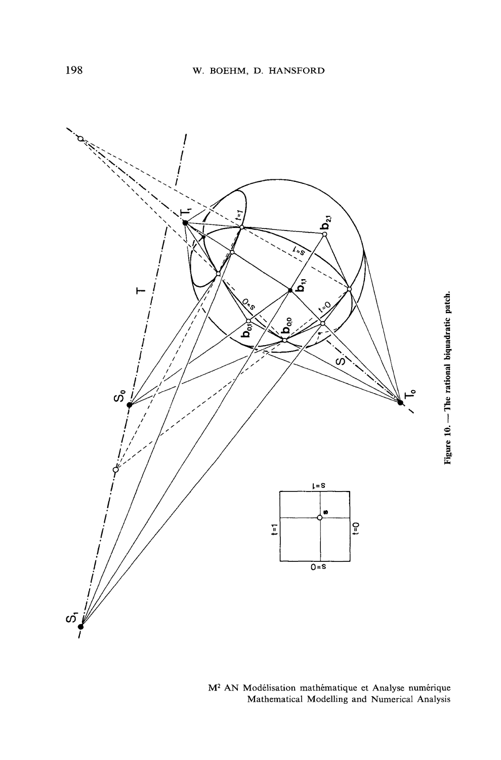Figure 10. — The rational biquadratic patch.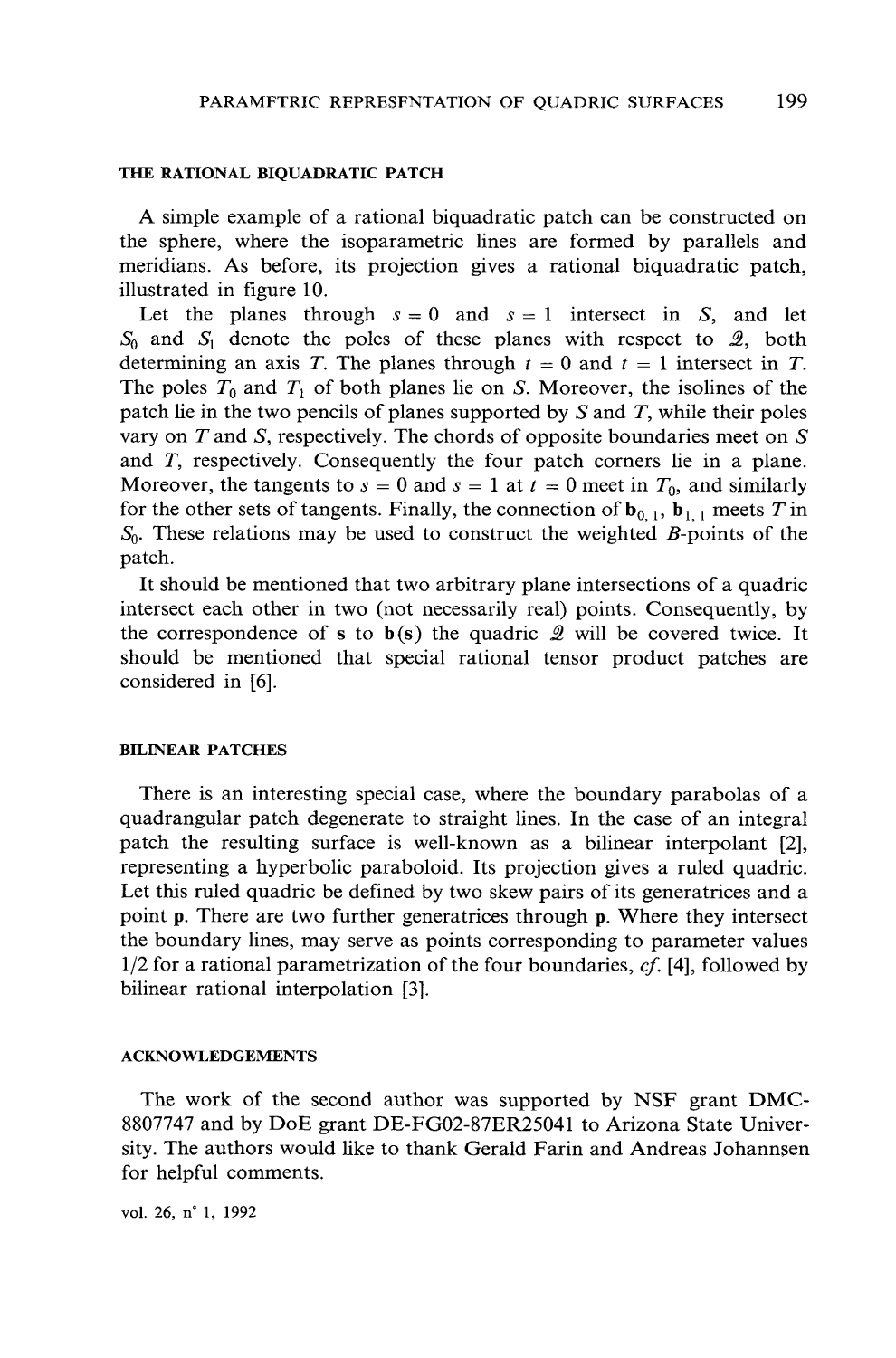### THE RATIONAL BIQUADRATIC PATCH

A simple example of a rational biquadratic patch can be constructed on the sphere, where the isoparametric lines are formed by parallels and meridians. As before, its projection gives a rational biquadratic patch, illustrated in figure 10.

Let the planes through $s = 0$ and $s = 1$ intersect in $S$, and let $S_0$ and $S_1$ denote the poles of these planes with respect to $\mathcal{Q}$, both determining an axis $T$. The planes through $t = 0$ and $t = 1$ intersect in $T$. The poles $T_0$ and $T_1$ of both planes lie on $S$. Moreover, the isolines of the patch lie in the two pencils of planes supported by $S$ and $T$, while their poles vary on $T$ and $S$, respectively. The chords of opposite boundaries meet on $S$ and $T$, respectively. Consequently the four patch corners lie in a plane. Moreover, the tangents to $s = 0$ and $s = 1$ at $t = 0$ meet in $T_0$, and similarly for the other sets of tangents. Finally, the connection of $\mathbf{b}_{0,1}$, $\mathbf{b}_{1,1}$ meets $T$ in $S_0$. These relations may be used to construct the weighted $B$-points of the patch.

It should be mentioned that two arbitrary plane intersections of a quadric intersect each other in two (not necessarily real) points. Consequently, by the correspondence of $\mathbf{s}$ to $\mathbf{b}(\mathbf{s})$ the quadric $\mathcal{Q}$ will be covered twice. It should be mentioned that special rational tensor product patches are considered in [6].

### BILINEAR PATCHES

There is an interesting special case, where the boundary parabolas of a quadrangular patch degenerate to straight lines. In the case of an integral patch the resulting surface is well-known as a bilinear interpolant [2], representing a hyperbolic paraboloid. Its projection gives a ruled quadric. Let this ruled quadric be defined by two skew pairs of its generatrices and a point $\mathbf{p}$. There are two further generatrices through $\mathbf{p}$. Where they intersect the boundary lines, may serve as points corresponding to parameter values $1/2$ for a rational parametrization of the four boundaries, *cf.* [4], followed by bilinear rational interpolation [3].

### ACKNOWLEDGEMENTS

The work of the second author was supported by NSF grant DMC-8807747 and by DoE grant DE-FG02-87ER25041 to Arizona State University. The authors would like to thank Gerald Farin and Andreas Johannsen for helpful comments.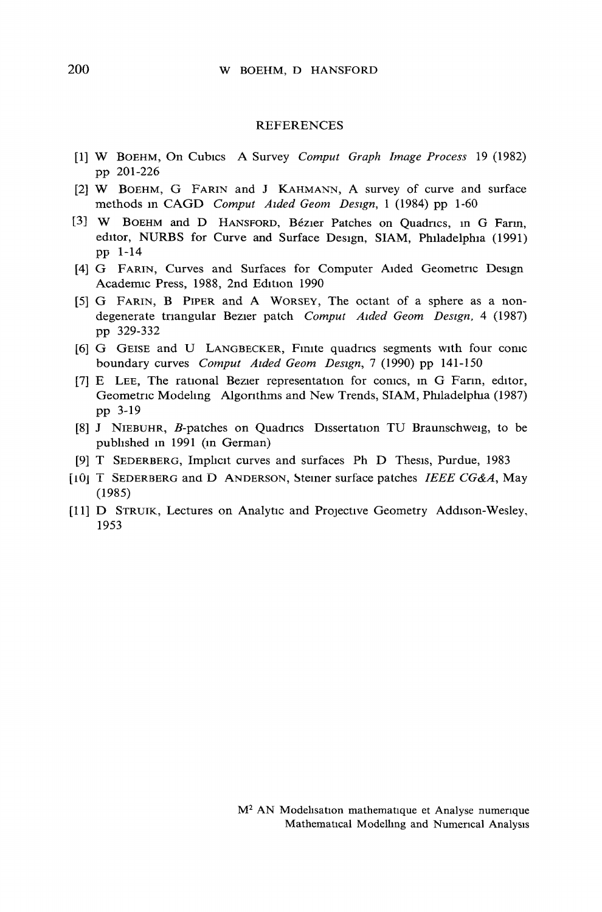## REFERENCES

[1] W Boehm, On Cubics A Survey *Comput Graph Image Process* 19 (1982) pp 201-226

[2] W Boehm, G Farin and J Kahmann, A survey of curve and surface methods in CAGD *Comput Aided Geom Design*, 1 (1984) pp 1-60

[3] W Boehm and D Hansford, Bézier Patches on Quadrics, in G Farin, editor, NURBS for Curve and Surface Design, SIAM, Philadelphia (1991) pp 1-14

[4] G Farin, Curves and Surfaces for Computer Aided Geometric Design Academic Press, 1988, 2nd Edition 1990

[5] G Farin, B Piper and A Worsey, The octant of a sphere as a non-degenerate triangular Bezier patch *Comput Aided Geom Design*, 4 (1987) pp 329-332

[6] G Geise and U Langbecker, Finite quadrics segments with four conic boundary curves *Comput Aided Geom Design*, 7 (1990) pp 141-150

[7] E Lee, The rational Bezier representation for conics, in G Farin, editor, Geometric Modeling Algorithms and New Trends, SIAM, Philadelphia (1987) pp 3-19

[8] J Niebuhr, *B*-patches on Quadrics Dissertation TU Braunschweig, to be published in 1991 (in German)

[9] T Sederberg, Implicit curves and surfaces Ph D Thesis, Purdue, 1983

[10] T Sederberg and D Anderson, Steiner surface patches *IEEE CG&A*, May (1985)

[11] D Struik, Lectures on Analytic and Projective Geometry Addison-Wesley, 1953